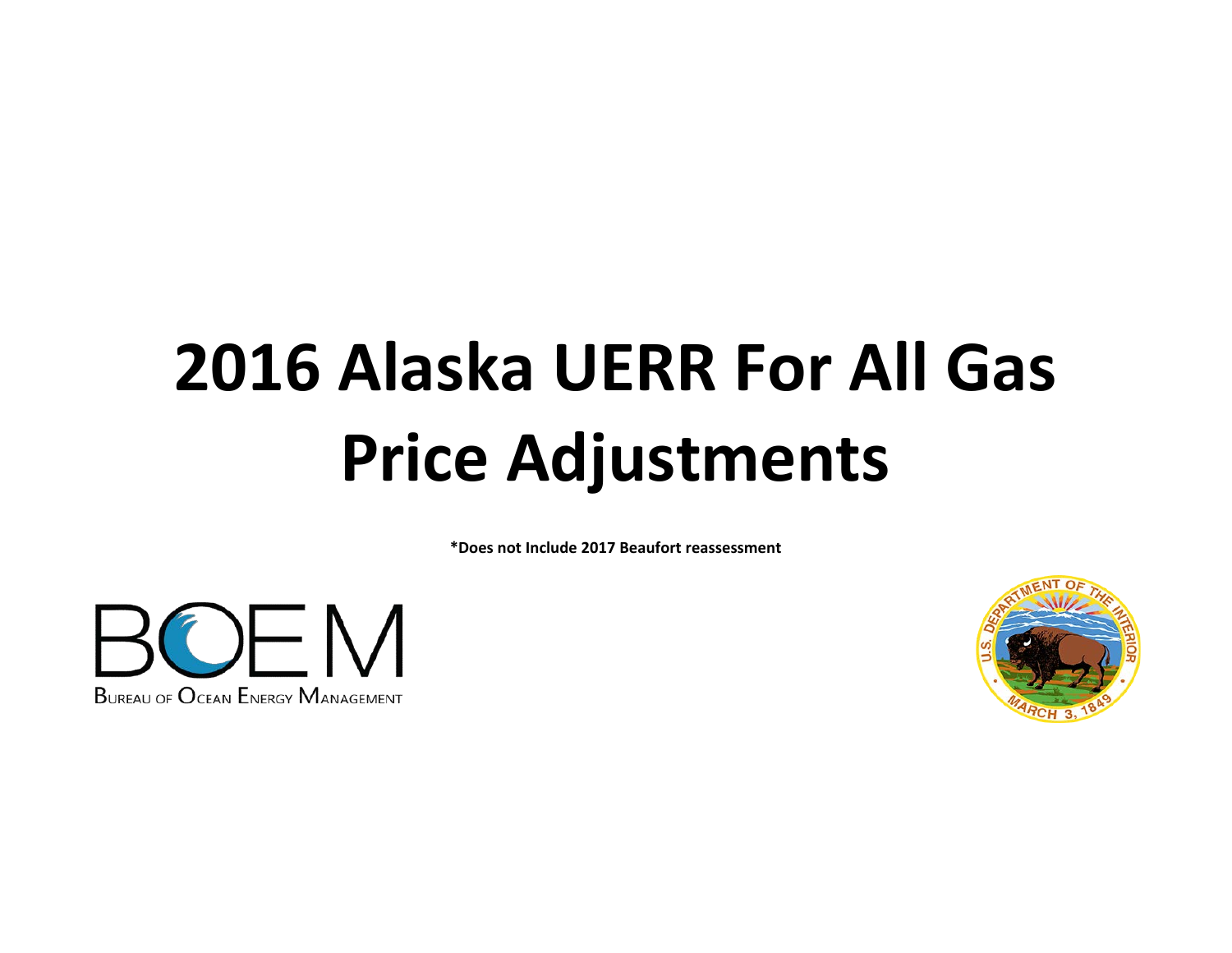# 2016 Alaska UERR For All Gas Price Adjustments

**\*Does not Include 2017 Beaufort reassessment**

BOEM

Bureau of Ocean Energy Management

U.S. DEPARTMENT OF THE INTERIOR

MARCH 3, 1849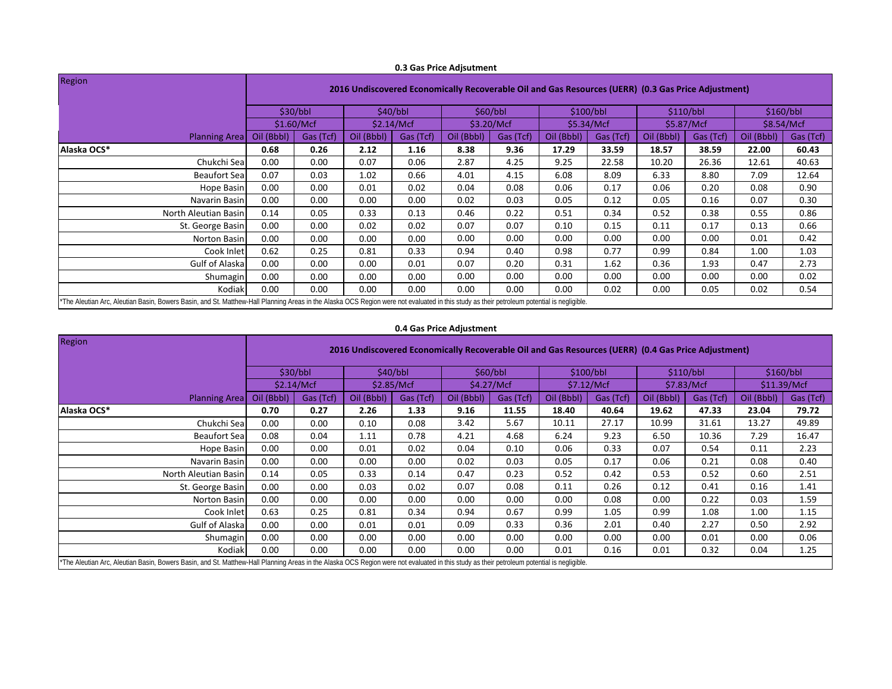### 0.3 Gas Price Adjustment

| Region | 2016 Undiscovered Economically Recoverable Oil and Gas Resources (UERR) (0.3 Gas Price Adjustment) | | | | | | | | | | | |
|---|---|---|---|---|---|---|---|---|---|---|---|---|
| | $30/bbl | | $40/bbl | | $60/bbl | | $100/bbl | | $110/bbl | | $160/bbl | |
| | $1.60/Mcf | | $2.14/Mcf | | $3.20/Mcf | | $5.34/Mcf | | $5.87/Mcf | | $8.54/Mcf | |
| Planning Area | Oil (Bbbl) | Gas (Tcf) | Oil (Bbbl) | Gas (Tcf) | Oil (Bbbl) | Gas (Tcf) | Oil (Bbbl) | Gas (Tcf) | Oil (Bbbl) | Gas (Tcf) | Oil (Bbbl) | Gas (Tcf) |
| **Alaska OCS*** | **0.68** | **0.26** | **2.12** | **1.16** | **8.38** | **9.36** | **17.29** | **33.59** | **18.57** | **38.59** | **22.00** | **60.43** |
| Chukchi Sea | 0.00 | 0.00 | 0.07 | 0.06 | 2.87 | 4.25 | 9.25 | 22.58 | 10.20 | 26.36 | 12.61 | 40.63 |
| Beaufort Sea | 0.07 | 0.03 | 1.02 | 0.66 | 4.01 | 4.15 | 6.08 | 8.09 | 6.33 | 8.80 | 7.09 | 12.64 |
| Hope Basin | 0.00 | 0.00 | 0.01 | 0.02 | 0.04 | 0.08 | 0.06 | 0.17 | 0.06 | 0.20 | 0.08 | 0.90 |
| Navarin Basin | 0.00 | 0.00 | 0.00 | 0.00 | 0.02 | 0.03 | 0.05 | 0.12 | 0.05 | 0.16 | 0.07 | 0.30 |
| North Aleutian Basin | 0.14 | 0.05 | 0.33 | 0.13 | 0.46 | 0.22 | 0.51 | 0.34 | 0.52 | 0.38 | 0.55 | 0.86 |
| St. George Basin | 0.00 | 0.00 | 0.02 | 0.02 | 0.07 | 0.07 | 0.10 | 0.15 | 0.11 | 0.17 | 0.13 | 0.66 |
| Norton Basin | 0.00 | 0.00 | 0.00 | 0.00 | 0.00 | 0.00 | 0.00 | 0.00 | 0.00 | 0.00 | 0.01 | 0.42 |
| Cook Inlet | 0.62 | 0.25 | 0.81 | 0.33 | 0.94 | 0.40 | 0.98 | 0.77 | 0.99 | 0.84 | 1.00 | 1.03 |
| Gulf of Alaska | 0.00 | 0.00 | 0.00 | 0.01 | 0.07 | 0.20 | 0.31 | 1.62 | 0.36 | 1.93 | 0.47 | 2.73 |
| Shumagin | 0.00 | 0.00 | 0.00 | 0.00 | 0.00 | 0.00 | 0.00 | 0.00 | 0.00 | 0.00 | 0.00 | 0.02 |
| Kodiak | 0.00 | 0.00 | 0.00 | 0.00 | 0.00 | 0.00 | 0.00 | 0.02 | 0.00 | 0.05 | 0.02 | 0.54 |

*The Aleutian Arc, Aleutian Basin, Bowers Basin, and St. Matthew-Hall Planning Areas in the Alaska OCS Region were not evaluated in this study as their petroleum potential is negligible.

### 0.4 Gas Price Adjustment

| Region | 2016 Undiscovered Economically Recoverable Oil and Gas Resources (UERR) (0.4 Gas Price Adjustment) | | | | | | | | | | | |
|---|---|---|---|---|---|---|---|---|---|---|---|---|
| | $30/bbl | | $40/bbl | | $60/bbl | | $100/bbl | | $110/bbl | | $160/bbl | |
| | $2.14/Mcf | | $2.85/Mcf | | $4.27/Mcf | | $7.12/Mcf | | $7.83/Mcf | | $11.39/Mcf | |
| Planning Area | Oil (Bbbl) | Gas (Tcf) | Oil (Bbbl) | Gas (Tcf) | Oil (Bbbl) | Gas (Tcf) | Oil (Bbbl) | Gas (Tcf) | Oil (Bbbl) | Gas (Tcf) | Oil (Bbbl) | Gas (Tcf) |
| **Alaska OCS*** | **0.70** | **0.27** | **2.26** | **1.33** | **9.16** | **11.55** | **18.40** | **40.64** | **19.62** | **47.33** | **23.04** | **79.72** |
| Chukchi Sea | 0.00 | 0.00 | 0.10 | 0.08 | 3.42 | 5.67 | 10.11 | 27.17 | 10.99 | 31.61 | 13.27 | 49.89 |
| Beaufort Sea | 0.08 | 0.04 | 1.11 | 0.78 | 4.21 | 4.68 | 6.24 | 9.23 | 6.50 | 10.36 | 7.29 | 16.47 |
| Hope Basin | 0.00 | 0.00 | 0.01 | 0.02 | 0.04 | 0.10 | 0.06 | 0.33 | 0.07 | 0.54 | 0.11 | 2.23 |
| Navarin Basin | 0.00 | 0.00 | 0.00 | 0.00 | 0.02 | 0.03 | 0.05 | 0.17 | 0.06 | 0.21 | 0.08 | 0.40 |
| North Aleutian Basin | 0.14 | 0.05 | 0.33 | 0.14 | 0.47 | 0.23 | 0.52 | 0.42 | 0.53 | 0.52 | 0.60 | 2.51 |
| St. George Basin | 0.00 | 0.00 | 0.03 | 0.02 | 0.07 | 0.08 | 0.11 | 0.26 | 0.12 | 0.41 | 0.16 | 1.41 |
| Norton Basin | 0.00 | 0.00 | 0.00 | 0.00 | 0.00 | 0.00 | 0.00 | 0.08 | 0.00 | 0.22 | 0.03 | 1.59 |
| Cook Inlet | 0.63 | 0.25 | 0.81 | 0.34 | 0.94 | 0.67 | 0.99 | 1.05 | 0.99 | 1.08 | 1.00 | 1.15 |
| Gulf of Alaska | 0.00 | 0.00 | 0.01 | 0.01 | 0.09 | 0.33 | 0.36 | 2.01 | 0.40 | 2.27 | 0.50 | 2.92 |
| Shumagin | 0.00 | 0.00 | 0.00 | 0.00 | 0.00 | 0.00 | 0.00 | 0.00 | 0.00 | 0.01 | 0.00 | 0.06 |
| Kodiak | 0.00 | 0.00 | 0.00 | 0.00 | 0.00 | 0.00 | 0.01 | 0.16 | 0.01 | 0.32 | 0.04 | 1.25 |

*The Aleutian Arc, Aleutian Basin, Bowers Basin, and St. Matthew-Hall Planning Areas in the Alaska OCS Region were not evaluated in this study as their petroleum potential is negligible.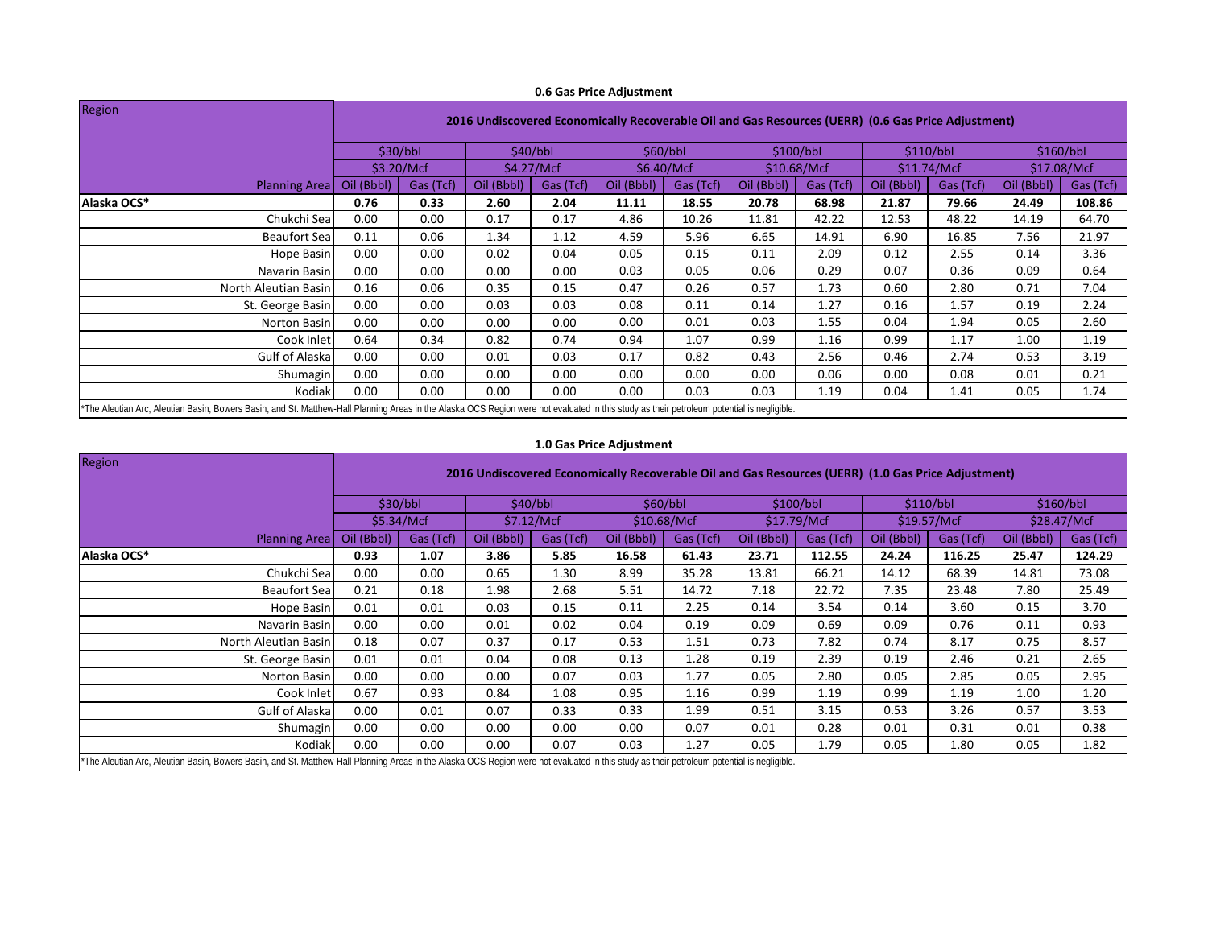**0.6 Gas Price Adjustment**

| Region | 2016 Undiscovered Economically Recoverable Oil and Gas Resources (UERR) (0.6 Gas Price Adjustment) | | | | | | | | | | | |
|---|---|---|---|---|---|---|---|---|---|---|---|---|
| | $30/bbl | | $40/bbl | | $60/bbl | | $100/bbl | | $110/bbl | | $160/bbl | |
| | $3.20/Mcf | | $4.27/Mcf | | $6.40/Mcf | | $10.68/Mcf | | $11.74/Mcf | | $17.08/Mcf | |
| Planning Area | Oil (Bbbl) | Gas (Tcf) | Oil (Bbbl) | Gas (Tcf) | Oil (Bbbl) | Gas (Tcf) | Oil (Bbbl) | Gas (Tcf) | Oil (Bbbl) | Gas (Tcf) | Oil (Bbbl) | Gas (Tcf) |
| **Alaska OCS*** | **0.76** | **0.33** | **2.60** | **2.04** | **11.11** | **18.55** | **20.78** | **68.98** | **21.87** | **79.66** | **24.49** | **108.86** |
| Chukchi Sea | 0.00 | 0.00 | 0.17 | 0.17 | 4.86 | 10.26 | 11.81 | 42.22 | 12.53 | 48.22 | 14.19 | 64.70 |
| Beaufort Sea | 0.11 | 0.06 | 1.34 | 1.12 | 4.59 | 5.96 | 6.65 | 14.91 | 6.90 | 16.85 | 7.56 | 21.97 |
| Hope Basin | 0.00 | 0.00 | 0.02 | 0.04 | 0.05 | 0.15 | 0.11 | 2.09 | 0.12 | 2.55 | 0.14 | 3.36 |
| Navarin Basin | 0.00 | 0.00 | 0.00 | 0.00 | 0.03 | 0.05 | 0.06 | 0.29 | 0.07 | 0.36 | 0.09 | 0.64 |
| North Aleutian Basin | 0.16 | 0.06 | 0.35 | 0.15 | 0.47 | 0.26 | 0.57 | 1.73 | 0.60 | 2.80 | 0.71 | 7.04 |
| St. George Basin | 0.00 | 0.00 | 0.03 | 0.03 | 0.08 | 0.11 | 0.14 | 1.27 | 0.16 | 1.57 | 0.19 | 2.24 |
| Norton Basin | 0.00 | 0.00 | 0.00 | 0.00 | 0.00 | 0.01 | 0.03 | 1.55 | 0.04 | 1.94 | 0.05 | 2.60 |
| Cook Inlet | 0.64 | 0.34 | 0.82 | 0.74 | 0.94 | 1.07 | 0.99 | 1.16 | 0.99 | 1.17 | 1.00 | 1.19 |
| Gulf of Alaska | 0.00 | 0.00 | 0.01 | 0.03 | 0.17 | 0.82 | 0.43 | 2.56 | 0.46 | 2.74 | 0.53 | 3.19 |
| Shumagin | 0.00 | 0.00 | 0.00 | 0.00 | 0.00 | 0.00 | 0.00 | 0.06 | 0.00 | 0.08 | 0.01 | 0.21 |
| Kodiak | 0.00 | 0.00 | 0.00 | 0.00 | 0.00 | 0.03 | 0.03 | 1.19 | 0.04 | 1.41 | 0.05 | 1.74 |

*The Aleutian Arc, Aleutian Basin, Bowers Basin, and St. Matthew-Hall Planning Areas in the Alaska OCS Region were not evaluated in this study as their petroleum potential is negligible.

**1.0 Gas Price Adjustment**

| Region | 2016 Undiscovered Economically Recoverable Oil and Gas Resources (UERR) (1.0 Gas Price Adjustment) | | | | | | | | | | | |
|---|---|---|---|---|---|---|---|---|---|---|---|---|
| | $30/bbl | | $40/bbl | | $60/bbl | | $100/bbl | | $110/bbl | | $160/bbl | |
| | $5.34/Mcf | | $7.12/Mcf | | $10.68/Mcf | | $17.79/Mcf | | $19.57/Mcf | | $28.47/Mcf | |
| Planning Area | Oil (Bbbl) | Gas (Tcf) | Oil (Bbbl) | Gas (Tcf) | Oil (Bbbl) | Gas (Tcf) | Oil (Bbbl) | Gas (Tcf) | Oil (Bbbl) | Gas (Tcf) | Oil (Bbbl) | Gas (Tcf) |
| **Alaska OCS*** | **0.93** | **1.07** | **3.86** | **5.85** | **16.58** | **61.43** | **23.71** | **112.55** | **24.24** | **116.25** | **25.47** | **124.29** |
| Chukchi Sea | 0.00 | 0.00 | 0.65 | 1.30 | 8.99 | 35.28 | 13.81 | 66.21 | 14.12 | 68.39 | 14.81 | 73.08 |
| Beaufort Sea | 0.21 | 0.18 | 1.98 | 2.68 | 5.51 | 14.72 | 7.18 | 22.72 | 7.35 | 23.48 | 7.80 | 25.49 |
| Hope Basin | 0.01 | 0.01 | 0.03 | 0.15 | 0.11 | 2.25 | 0.14 | 3.54 | 0.14 | 3.60 | 0.15 | 3.70 |
| Navarin Basin | 0.00 | 0.00 | 0.01 | 0.02 | 0.04 | 0.19 | 0.09 | 0.69 | 0.09 | 0.76 | 0.11 | 0.93 |
| North Aleutian Basin | 0.18 | 0.07 | 0.37 | 0.17 | 0.53 | 1.51 | 0.73 | 7.82 | 0.74 | 8.17 | 0.75 | 8.57 |
| St. George Basin | 0.01 | 0.01 | 0.04 | 0.08 | 0.13 | 1.28 | 0.19 | 2.39 | 0.19 | 2.46 | 0.21 | 2.65 |
| Norton Basin | 0.00 | 0.00 | 0.00 | 0.07 | 0.03 | 1.77 | 0.05 | 2.80 | 0.05 | 2.85 | 0.05 | 2.95 |
| Cook Inlet | 0.67 | 0.93 | 0.84 | 1.08 | 0.95 | 1.16 | 0.99 | 1.19 | 0.99 | 1.19 | 1.00 | 1.20 |
| Gulf of Alaska | 0.00 | 0.01 | 0.07 | 0.33 | 0.33 | 1.99 | 0.51 | 3.15 | 0.53 | 3.26 | 0.57 | 3.53 |
| Shumagin | 0.00 | 0.00 | 0.00 | 0.00 | 0.00 | 0.07 | 0.01 | 0.28 | 0.01 | 0.31 | 0.01 | 0.38 |
| Kodiak | 0.00 | 0.00 | 0.00 | 0.07 | 0.03 | 1.27 | 0.05 | 1.79 | 0.05 | 1.80 | 0.05 | 1.82 |

*The Aleutian Arc, Aleutian Basin, Bowers Basin, and St. Matthew-Hall Planning Areas in the Alaska OCS Region were not evaluated in this study as their petroleum potential is negligible.